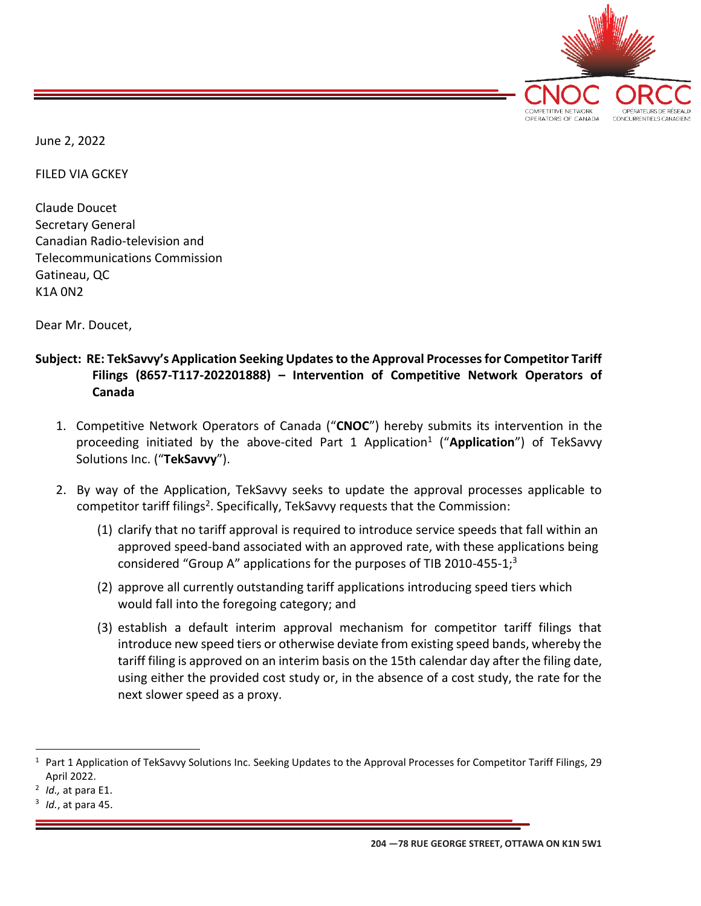June 2, 2022

FILED VIA GCKEY

Claude Doucet
Secretary General
Canadian Radio-television and
Telecommunications Commission
Gatineau, QC
K1A 0N2

Dear Mr. Doucet,

**Subject: RE: TekSavvy's Application Seeking Updates to the Approval Processes for Competitor Tariff Filings (8657-T117-202201888) – Intervention of Competitive Network Operators of Canada**

1. Competitive Network Operators of Canada ("**CNOC**") hereby submits its intervention in the proceeding initiated by the above-cited Part 1 Application[1] ("**Application**") of TekSavvy Solutions Inc. ("**TekSavvy**").

2. By way of the Application, TekSavvy seeks to update the approval processes applicable to competitor tariff filings[2]. Specifically, TekSavvy requests that the Commission:

   (1) clarify that no tariff approval is required to introduce service speeds that fall within an approved speed-band associated with an approved rate, with these applications being considered "Group A" applications for the purposes of TIB 2010-455-1;[3]

   (2) approve all currently outstanding tariff applications introducing speed tiers which would fall into the foregoing category; and

   (3) establish a default interim approval mechanism for competitor tariff filings that introduce new speed tiers or otherwise deviate from existing speed bands, whereby the tariff filing is approved on an interim basis on the 15th calendar day after the filing date, using either the provided cost study or, in the absence of a cost study, the rate for the next slower speed as a proxy.

---

[1] Part 1 Application of TekSavvy Solutions Inc. Seeking Updates to the Approval Processes for Competitor Tariff Filings, 29 April 2022.

[2] *Id.,* at para E1.

[3] *Id.*, at para 45.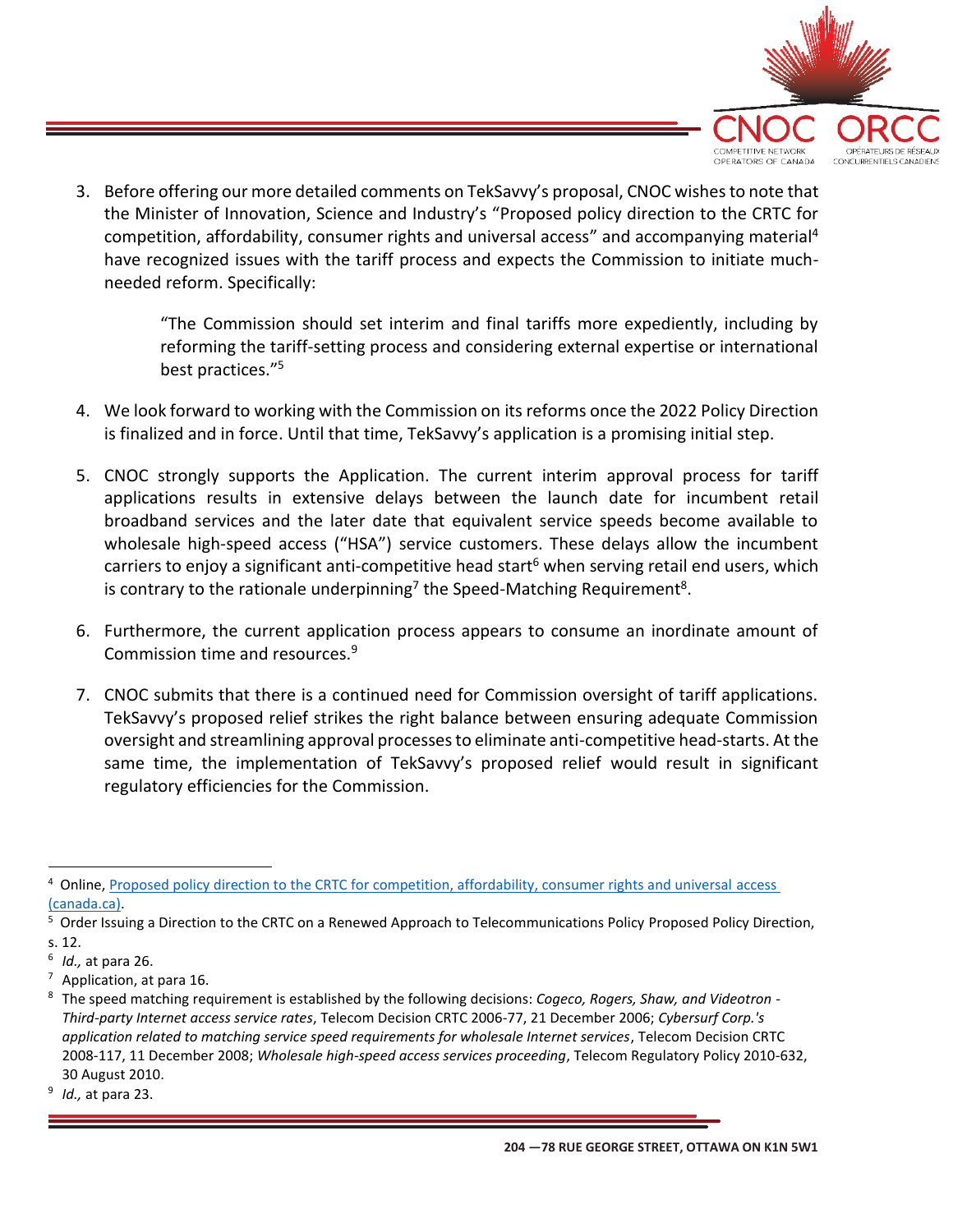3. Before offering our more detailed comments on TekSavvy's proposal, CNOC wishes to note that the Minister of Innovation, Science and Industry's "Proposed policy direction to the CRTC for competition, affordability, consumer rights and universal access" and accompanying material[4] have recognized issues with the tariff process and expects the Commission to initiate much-needed reform. Specifically:

   > "The Commission should set interim and final tariffs more expediently, including by reforming the tariff-setting process and considering external expertise or international best practices."[5]

4. We look forward to working with the Commission on its reforms once the 2022 Policy Direction is finalized and in force. Until that time, TekSavvy's application is a promising initial step.

5. CNOC strongly supports the Application. The current interim approval process for tariff applications results in extensive delays between the launch date for incumbent retail broadband services and the later date that equivalent service speeds become available to wholesale high-speed access ("HSA") service customers. These delays allow the incumbent carriers to enjoy a significant anti-competitive head start[6] when serving retail end users, which is contrary to the rationale underpinning[7] the Speed-Matching Requirement[8].

6. Furthermore, the current application process appears to consume an inordinate amount of Commission time and resources.[9]

7. CNOC submits that there is a continued need for Commission oversight of tariff applications. TekSavvy's proposed relief strikes the right balance between ensuring adequate Commission oversight and streamlining approval processes to eliminate anti-competitive head-starts. At the same time, the implementation of TekSavvy's proposed relief would result in significant regulatory efficiencies for the Commission.

---

[4] Online, [Proposed policy direction to the CRTC for competition, affordability, consumer rights and universal access (canada.ca)](canada.ca).

[5] Order Issuing a Direction to the CRTC on a Renewed Approach to Telecommunications Policy Proposed Policy Direction, s. 12.

[6] *Id.,* at para 26.

[7] Application, at para 16.

[8] The speed matching requirement is established by the following decisions: *Cogeco, Rogers, Shaw, and Videotron - Third-party Internet access service rates*, Telecom Decision CRTC 2006-77, 21 December 2006; *Cybersurf Corp.'s application related to matching service speed requirements for wholesale Internet services*, Telecom Decision CRTC 2008-117, 11 December 2008; *Wholesale high-speed access services proceeding*, Telecom Regulatory Policy 2010-632, 30 August 2010.

[9] *Id.,* at para 23.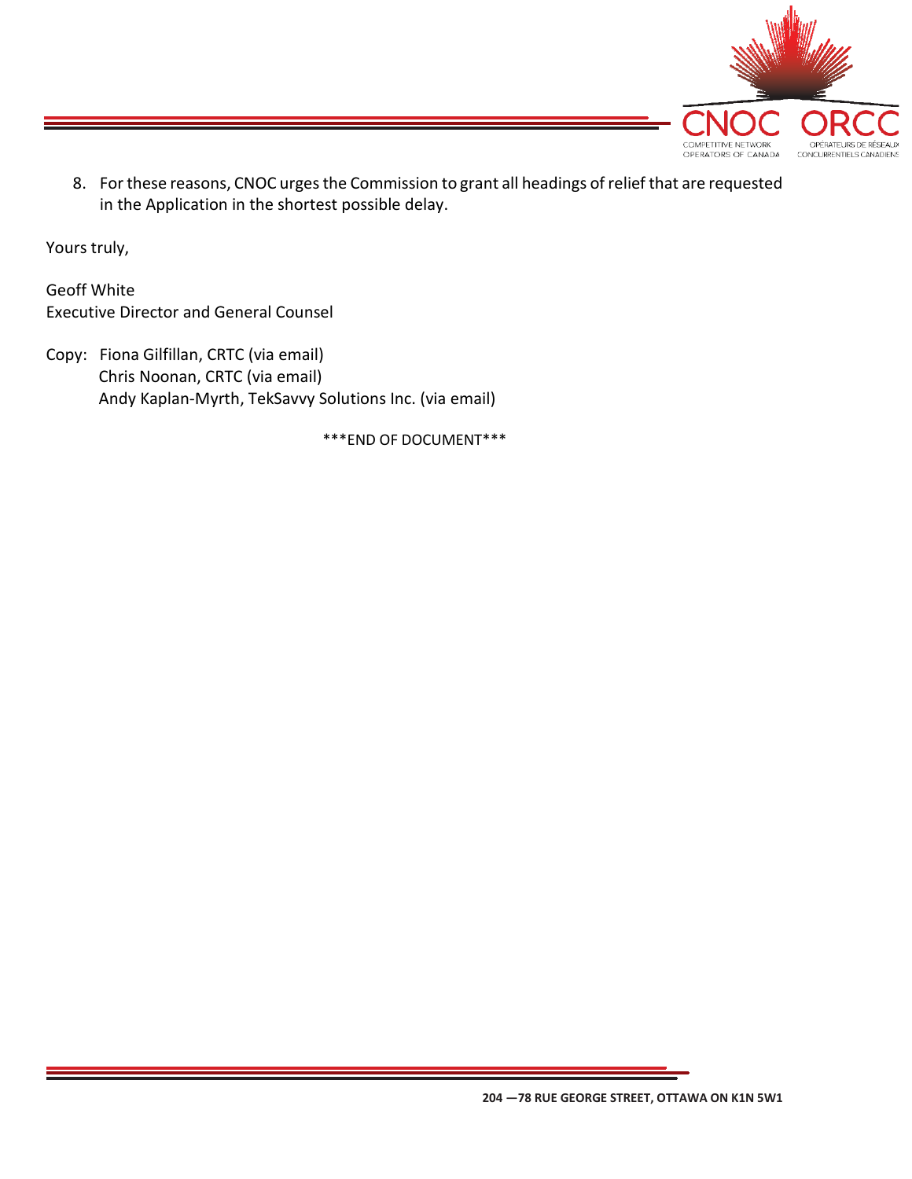8. For these reasons, CNOC urges the Commission to grant all headings of relief that are requested in the Application in the shortest possible delay.

Yours truly,

Geoff White
Executive Director and General Counsel

Copy: Fiona Gilfillan, CRTC (via email)
Chris Noonan, CRTC (via email)
Andy Kaplan-Myrth, TekSavvy Solutions Inc. (via email)

***END OF DOCUMENT***